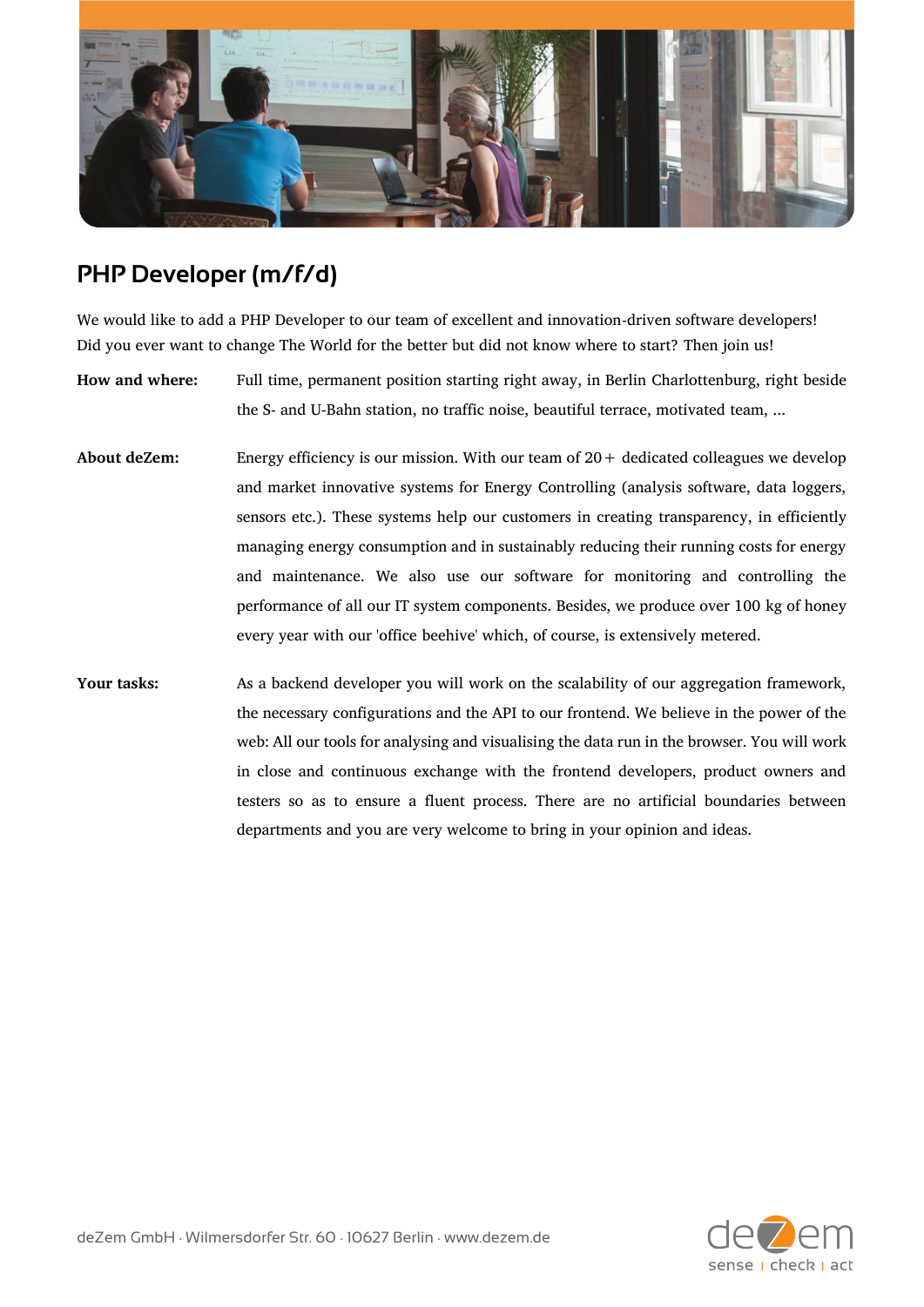# PHP Developer (m/f/d)

We would like to add a PHP Developer to our team of excellent and innovation-driven software developers! Did you ever want to change The World for the better but did not know where to start? Then join us!

**How and where:** Full time, permanent position starting right away, in Berlin Charlottenburg, right beside the S- and U-Bahn station, no traffic noise, beautiful terrace, motivated team, ...

**About deZem:** Energy efficiency is our mission. With our team of 20+ dedicated colleagues we develop and market innovative systems for Energy Controlling (analysis software, data loggers, sensors etc.). These systems help our customers in creating transparency, in efficiently managing energy consumption and in sustainably reducing their running costs for energy and maintenance. We also use our software for monitoring and controlling the performance of all our IT system components. Besides, we produce over 100 kg of honey every year with our 'office beehive' which, of course, is extensively metered.

**Your tasks:** As a backend developer you will work on the scalability of our aggregation framework, the necessary configurations and the API to our frontend. We believe in the power of the web: All our tools for analysing and visualising the data run in the browser. You will work in close and continuous exchange with the frontend developers, product owners and testers so as to ensure a fluent process. There are no artificial boundaries between departments and you are very welcome to bring in your opinion and ideas.

deZem GmbH · Wilmersdorfer Str. 60 · 10627 Berlin · www.dezem.de

deZem sense | check | act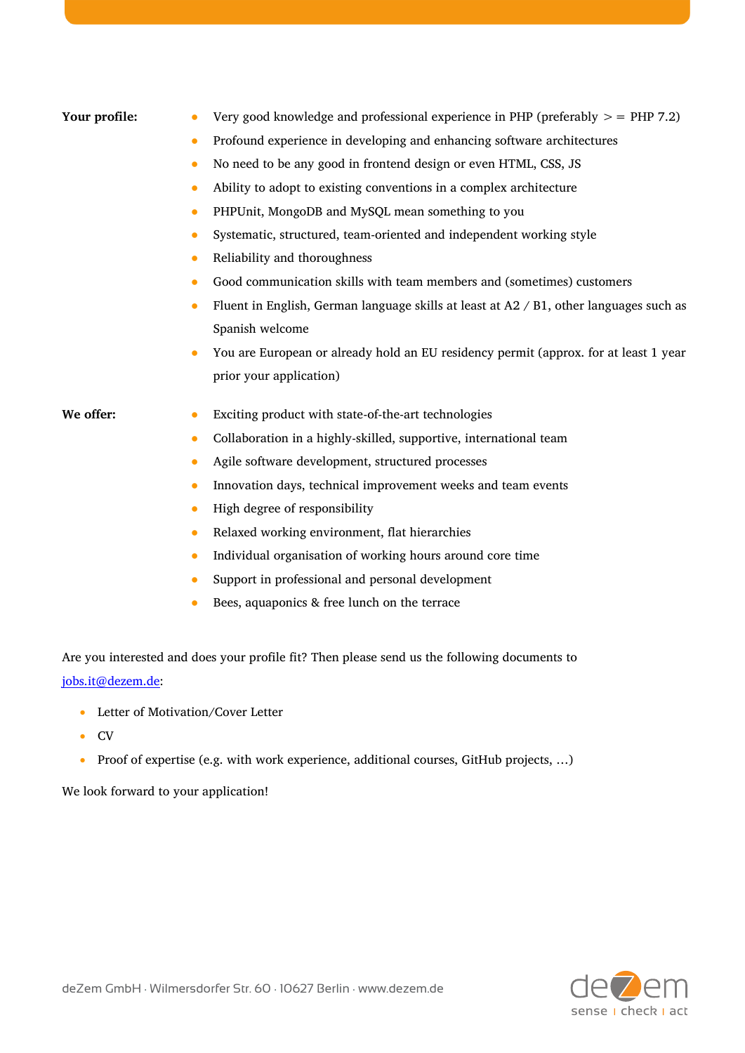**Your profile:**

- Very good knowledge and professional experience in PHP (preferably > = PHP 7.2)
- Profound experience in developing and enhancing software architectures
- No need to be any good in frontend design or even HTML, CSS, JS
- Ability to adopt to existing conventions in a complex architecture
- PHPUnit, MongoDB and MySQL mean something to you
- Systematic, structured, team-oriented and independent working style
- Reliability and thoroughness
- Good communication skills with team members and (sometimes) customers
- Fluent in English, German language skills at least at A2 / B1, other languages such as Spanish welcome
- You are European or already hold an EU residency permit (approx. for at least 1 year prior your application)

**We offer:**

- Exciting product with state-of-the-art technologies
- Collaboration in a highly-skilled, supportive, international team
- Agile software development, structured processes
- Innovation days, technical improvement weeks and team events
- High degree of responsibility
- Relaxed working environment, flat hierarchies
- Individual organisation of working hours around core time
- Support in professional and personal development
- Bees, aquaponics & free lunch on the terrace

Are you interested and does your profile fit? Then please send us the following documents to jobs.it@dezem.de:

- Letter of Motivation/Cover Letter
- CV
- Proof of expertise (e.g. with work experience, additional courses, GitHub projects, …)

We look forward to your application!

deZem GmbH · Wilmersdorfer Str. 60 · 10627 Berlin · www.dezem.de

dezem
sense | check | act